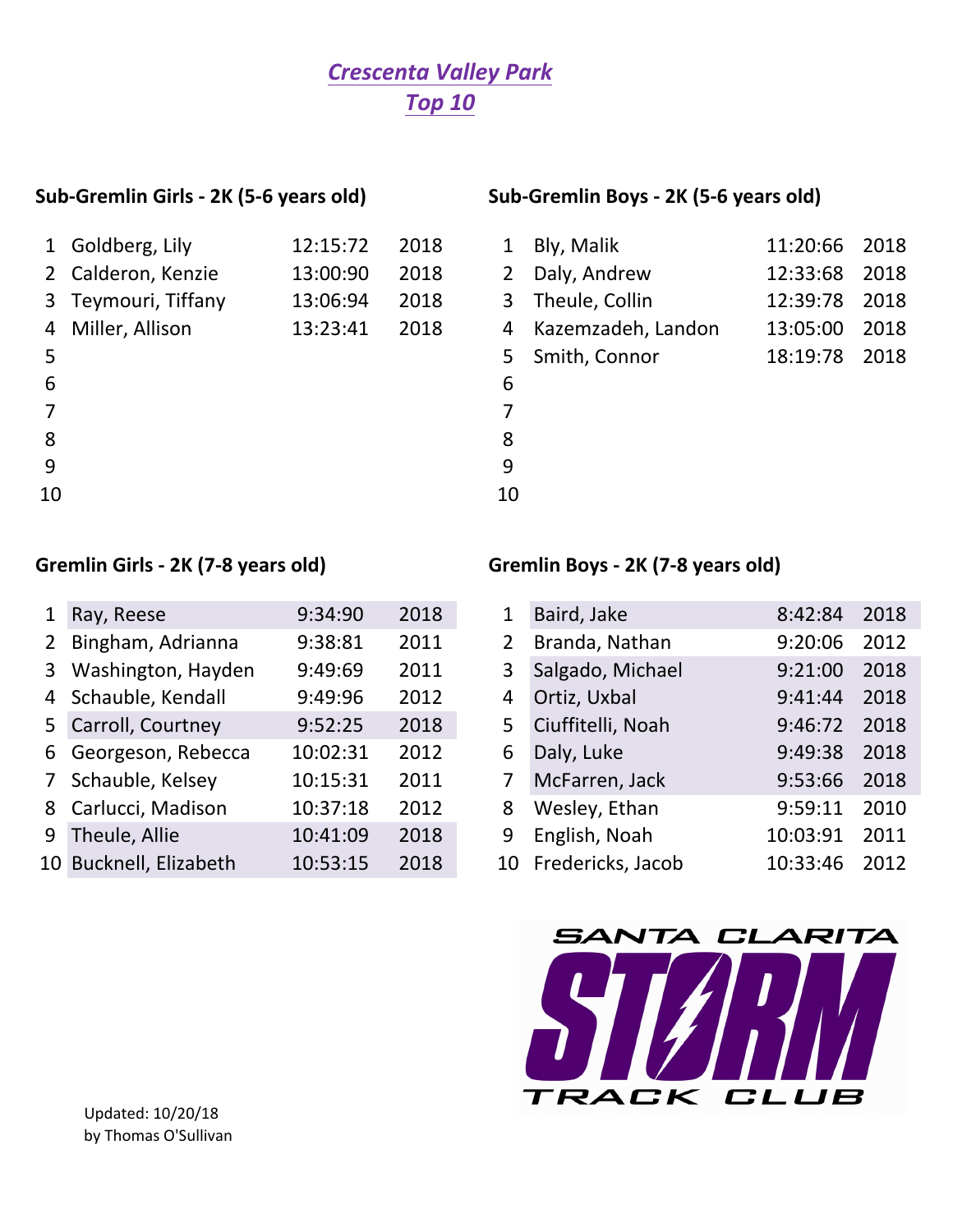# *Crescenta Valley Park*
## *Top 10*

### Sub-Gremlin Girls - 2K (5-6 years old)

| | | | |
|---|---|---|---|
| 1 | Goldberg, Lily | 12:15:72 | 2018 |
| 2 | Calderon, Kenzie | 13:00:90 | 2018 |
| 3 | Teymouri, Tiffany | 13:06:94 | 2018 |
| 4 | Miller, Allison | 13:23:41 | 2018 |
| 5 | | | |
| 6 | | | |
| 7 | | | |
| 8 | | | |
| 9 | | | |
| 10 | | | |

### Sub-Gremlin Boys - 2K (5-6 years old)

| | | | |
|---|---|---|---|
| 1 | Bly, Malik | 11:20:66 | 2018 |
| 2 | Daly, Andrew | 12:33:68 | 2018 |
| 3 | Theule, Collin | 12:39:78 | 2018 |
| 4 | Kazemzadeh, Landon | 13:05:00 | 2018 |
| 5 | Smith, Connor | 18:19:78 | 2018 |
| 6 | | | |
| 7 | | | |
| 8 | | | |
| 9 | | | |
| 10 | | | |

### Gremlin Girls - 2K (7-8 years old)

| | | | |
|---|---|---|---|
| 1 | Ray, Reese | 9:34:90 | 2018 |
| 2 | Bingham, Adrianna | 9:38:81 | 2011 |
| 3 | Washington, Hayden | 9:49:69 | 2011 |
| 4 | Schauble, Kendall | 9:49:96 | 2012 |
| 5 | Carroll, Courtney | 9:52:25 | 2018 |
| 6 | Georgeson, Rebecca | 10:02:31 | 2012 |
| 7 | Schauble, Kelsey | 10:15:31 | 2011 |
| 8 | Carlucci, Madison | 10:37:18 | 2012 |
| 9 | Theule, Allie | 10:41:09 | 2018 |
| 10 | Bucknell, Elizabeth | 10:53:15 | 2018 |

### Gremlin Boys - 2K (7-8 years old)

| | | | |
|---|---|---|---|
| 1 | Baird, Jake | 8:42:84 | 2018 |
| 2 | Branda, Nathan | 9:20:06 | 2012 |
| 3 | Salgado, Michael | 9:21:00 | 2018 |
| 4 | Ortiz, Uxbal | 9:41:44 | 2018 |
| 5 | Ciuffitelli, Noah | 9:46:72 | 2018 |
| 6 | Daly, Luke | 9:49:38 | 2018 |
| 7 | McFarren, Jack | 9:53:66 | 2018 |
| 8 | Wesley, Ethan | 9:59:11 | 2010 |
| 9 | English, Noah | 10:03:91 | 2011 |
| 10 | Fredericks, Jacob | 10:33:46 | 2012 |

SANTA CLARITA STORM TRACK CLUB

Updated: 10/20/18
by Thomas O'Sullivan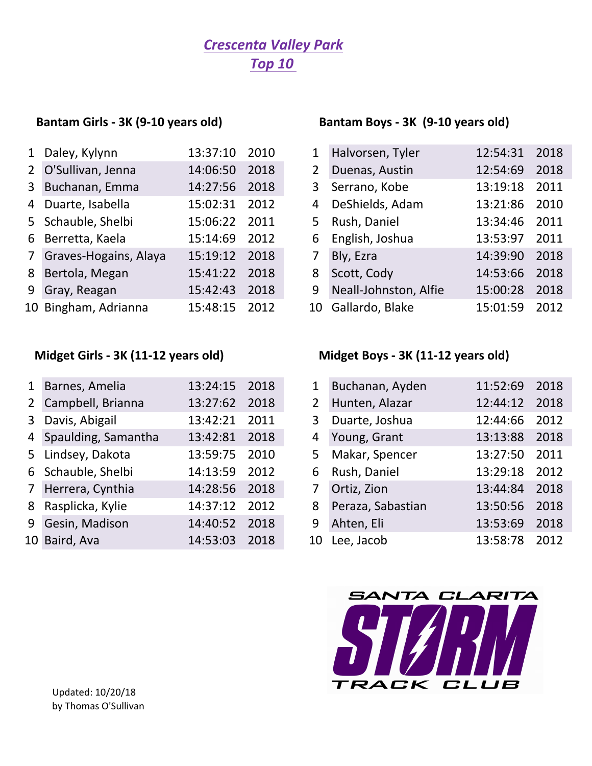# *Crescenta Valley Park*
## *Top 10*

### Bantam Girls - 3K (9-10 years old)

| | | | |
|---|---|---|---|
| 1 | Daley, Kylynn | 13:37:10 | 2010 |
| 2 | O'Sullivan, Jenna | 14:06:50 | 2018 |
| 3 | Buchanan, Emma | 14:27:56 | 2018 |
| 4 | Duarte, Isabella | 15:02:31 | 2012 |
| 5 | Schauble, Shelbi | 15:06:22 | 2011 |
| 6 | Berretta, Kaela | 15:14:69 | 2012 |
| 7 | Graves-Hogains, Alaya | 15:19:12 | 2018 |
| 8 | Bertola, Megan | 15:41:22 | 2018 |
| 9 | Gray, Reagan | 15:42:43 | 2018 |
| 10 | Bingham, Adrianna | 15:48:15 | 2012 |

### Bantam Boys - 3K (9-10 years old)

| | | | |
|---|---|---|---|
| 1 | Halvorsen, Tyler | 12:54:31 | 2018 |
| 2 | Duenas, Austin | 12:54:69 | 2018 |
| 3 | Serrano, Kobe | 13:19:18 | 2011 |
| 4 | DeShields, Adam | 13:21:86 | 2010 |
| 5 | Rush, Daniel | 13:34:46 | 2011 |
| 6 | English, Joshua | 13:53:97 | 2011 |
| 7 | Bly, Ezra | 14:39:90 | 2018 |
| 8 | Scott, Cody | 14:53:66 | 2018 |
| 9 | Neall-Johnston, Alfie | 15:00:28 | 2018 |
| 10 | Gallardo, Blake | 15:01:59 | 2012 |

### Midget Girls - 3K (11-12 years old)

| | | | |
|---|---|---|---|
| 1 | Barnes, Amelia | 13:24:15 | 2018 |
| 2 | Campbell, Brianna | 13:27:62 | 2018 |
| 3 | Davis, Abigail | 13:42:21 | 2011 |
| 4 | Spaulding, Samantha | 13:42:81 | 2018 |
| 5 | Lindsey, Dakota | 13:59:75 | 2010 |
| 6 | Schauble, Shelbi | 14:13:59 | 2012 |
| 7 | Herrera, Cynthia | 14:28:56 | 2018 |
| 8 | Rasplicka, Kylie | 14:37:12 | 2012 |
| 9 | Gesin, Madison | 14:40:52 | 2018 |
| 10 | Baird, Ava | 14:53:03 | 2018 |

### Midget Boys - 3K (11-12 years old)

| | | | |
|---|---|---|---|
| 1 | Buchanan, Ayden | 11:52:69 | 2018 |
| 2 | Hunten, Alazar | 12:44:12 | 2018 |
| 3 | Duarte, Joshua | 12:44:66 | 2012 |
| 4 | Young, Grant | 13:13:88 | 2018 |
| 5 | Makar, Spencer | 13:27:50 | 2011 |
| 6 | Rush, Daniel | 13:29:18 | 2012 |
| 7 | Ortiz, Zion | 13:44:84 | 2018 |
| 8 | Peraza, Sabastian | 13:50:56 | 2018 |
| 9 | Ahten, Eli | 13:53:69 | 2018 |
| 10 | Lee, Jacob | 13:58:78 | 2012 |

SANTA CLARITA STORM TRACK CLUB

Updated: 10/20/18
by Thomas O'Sullivan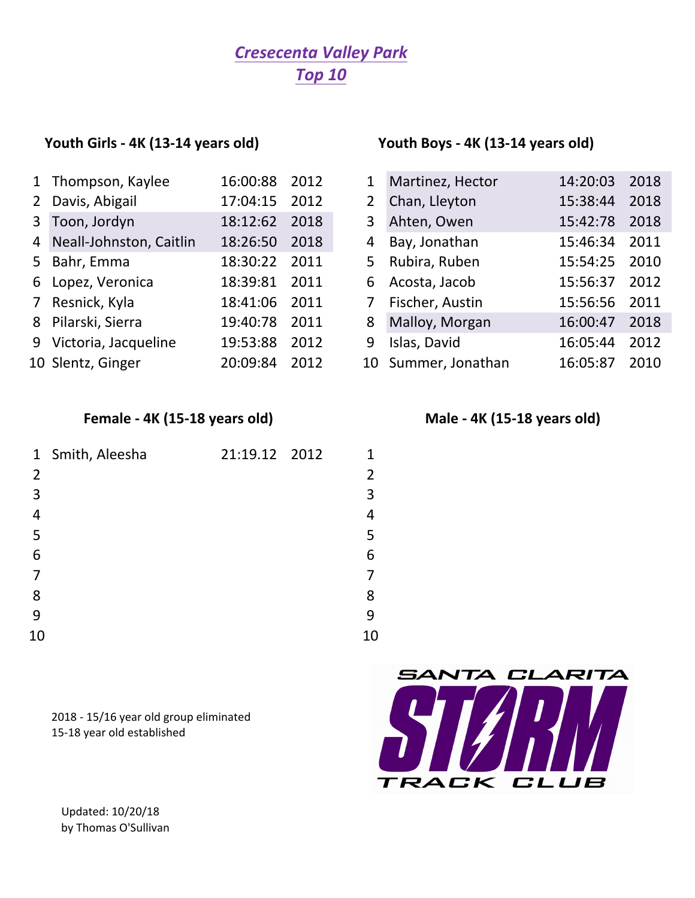# *Cresecenta Valley Park*
## *Top 10*

### Youth Girls - 4K (13-14 years old)

| | | | |
|---|---|---|---|
| 1 | Thompson, Kaylee | 16:00:88 | 2012 |
| 2 | Davis, Abigail | 17:04:15 | 2012 |
| 3 | Toon, Jordyn | 18:12:62 | 2018 |
| 4 | Neall-Johnston, Caitlin | 18:26:50 | 2018 |
| 5 | Bahr, Emma | 18:30:22 | 2011 |
| 6 | Lopez, Veronica | 18:39:81 | 2011 |
| 7 | Resnick, Kyla | 18:41:06 | 2011 |
| 8 | Pilarski, Sierra | 19:40:78 | 2011 |
| 9 | Victoria, Jacqueline | 19:53:88 | 2012 |
| 10 | Slentz, Ginger | 20:09:84 | 2012 |

### Youth Boys - 4K (13-14 years old)

| | | | |
|---|---|---|---|
| 1 | Martinez, Hector | 14:20:03 | 2018 |
| 2 | Chan, Lleyton | 15:38:44 | 2018 |
| 3 | Ahten, Owen | 15:42:78 | 2018 |
| 4 | Bay, Jonathan | 15:46:34 | 2011 |
| 5 | Rubira, Ruben | 15:54:25 | 2010 |
| 6 | Acosta, Jacob | 15:56:37 | 2012 |
| 7 | Fischer, Austin | 15:56:56 | 2011 |
| 8 | Malloy, Morgan | 16:00:47 | 2018 |
| 9 | Islas, David | 16:05:44 | 2012 |
| 10 | Summer, Jonathan | 16:05:87 | 2010 |

### Female - 4K (15-18 years old)

| | | | |
|---|---|---|---|
| 1 | Smith, Aleesha | 21:19.12 | 2012 |
| 2 | | | |
| 3 | | | |
| 4 | | | |
| 5 | | | |
| 6 | | | |
| 7 | | | |
| 8 | | | |
| 9 | | | |
| 10 | | | |

### Male - 4K (15-18 years old)

| | | | |
|---|---|---|---|
| 1 | | | |
| 2 | | | |
| 3 | | | |
| 4 | | | |
| 5 | | | |
| 6 | | | |
| 7 | | | |
| 8 | | | |
| 9 | | | |
| 10 | | | |

2018 - 15/16 year old group eliminated
15-18 year old established

SANTA CLARITA STORM TRACK CLUB

Updated: 10/20/18
by Thomas O'Sullivan